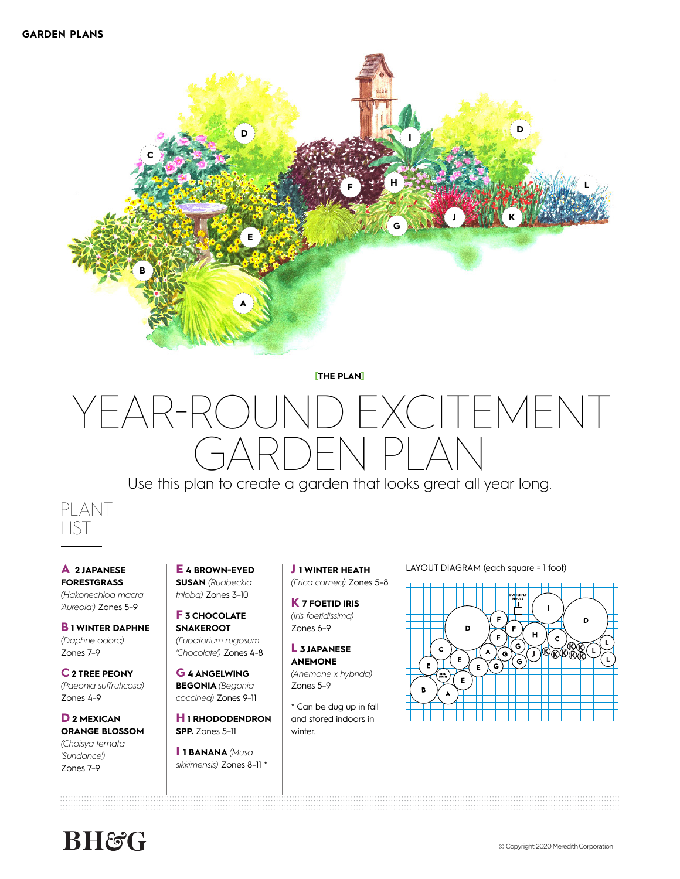GARDEN PLANS

[THE PLAN]

# YEAR-ROUND EXCITEMENT GARDEN PLAN

Use this plan to create a garden that looks great all year long.

## PLANT LIST

**A 2 JAPANESE FORESTGRASS** *(Hakonechloa macra 'Aureola')* Zones 5–9

**B 1 WINTER DAPHNE** *(Daphne odora)* Zones 7–9

**C 2 TREE PEONY** *(Paeonia suffruticosa)* Zones 4–9

**D 2 MEXICAN ORANGE BLOSSOM** *(Choisya ternata 'Sundance')* Zones 7–9

**E 4 BROWN-EYED SUSAN** *(Rudbeckia triloba)* Zones 3–10

**F 3 CHOCOLATE SNAKEROOT** *(Eupatorium rugosum 'Chocolate')* Zones 4–8

**G 4 ANGELWING BEGONIA** *(Begonia coccinea)* Zones 9–11

**H 1 RHODODENDRON SPP.** Zones 5–11

**I 1 BANANA** *(Musa sikkimensis)* Zones 8–11 *

**J 1 WINTER HEATH** *(Erica carnea)* Zones 5–8

**K 7 FOETID IRIS** *(Iris foetidissima)* Zones 6–9

**L 3 JAPANESE ANEMONE** *(Anemone x hybrida)* Zones 5–9

* Can be dug up in fall and stored indoors in winter.

LAYOUT DIAGRAM (each square = 1 foot)

© Copyright 2020 Meredith Corporation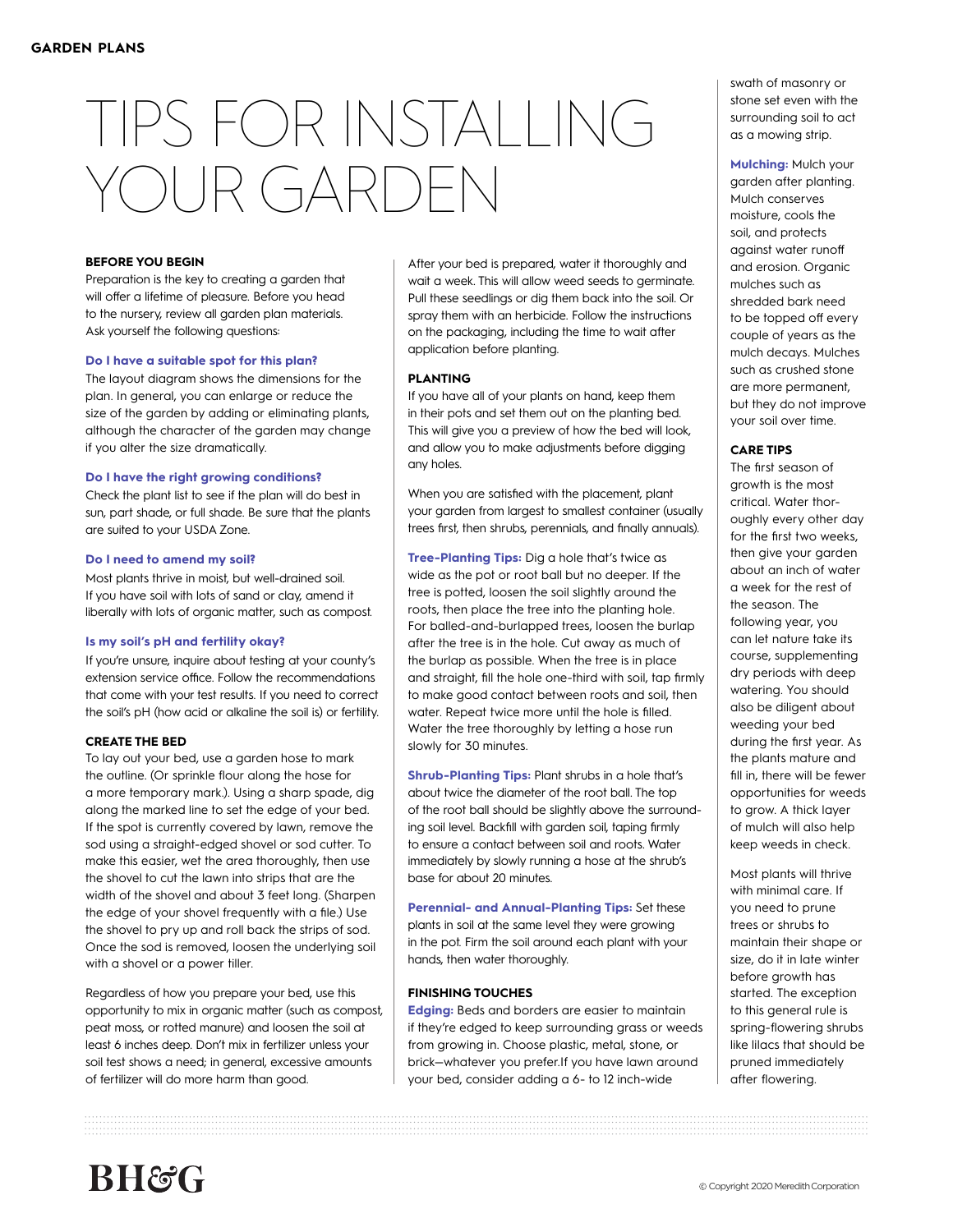# TIPS FOR INSTALLING YOUR GARDEN

### BEFORE YOU BEGIN

Preparation is the key to creating a garden that will offer a lifetime of pleasure. Before you head to the nursery, review all garden plan materials. Ask yourself the following questions:

**Do I have a suitable spot for this plan?**

The layout diagram shows the dimensions for the plan. In general, you can enlarge or reduce the size of the garden by adding or eliminating plants, although the character of the garden may change if you alter the size dramatically.

**Do I have the right growing conditions?**

Check the plant list to see if the plan will do best in sun, part shade, or full shade. Be sure that the plants are suited to your USDA Zone.

**Do I need to amend my soil?**

Most plants thrive in moist, but well-drained soil. If you have soil with lots of sand or clay, amend it liberally with lots of organic matter, such as compost.

**Is my soil's pH and fertility okay?**

If you're unsure, inquire about testing at your county's extension service office. Follow the recommendations that come with your test results. If you need to correct the soil's pH (how acid or alkaline the soil is) or fertility.

### CREATE THE BED

To lay out your bed, use a garden hose to mark the outline. (Or sprinkle flour along the hose for a more temporary mark.). Using a sharp spade, dig along the marked line to set the edge of your bed. If the spot is currently covered by lawn, remove the sod using a straight-edged shovel or sod cutter. To make this easier, wet the area thoroughly, then use the shovel to cut the lawn into strips that are the width of the shovel and about 3 feet long. (Sharpen the edge of your shovel frequently with a file.) Use the shovel to pry up and roll back the strips of sod. Once the sod is removed, loosen the underlying soil with a shovel or a power tiller.

Regardless of how you prepare your bed, use this opportunity to mix in organic matter (such as compost, peat moss, or rotted manure) and loosen the soil at least 6 inches deep. Don't mix in fertilizer unless your soil test shows a need; in general, excessive amounts of fertilizer will do more harm than good.

After your bed is prepared, water it thoroughly and wait a week. This will allow weed seeds to germinate. Pull these seedlings or dig them back into the soil. Or spray them with an herbicide. Follow the instructions on the packaging, including the time to wait after application before planting.

### PLANTING

If you have all of your plants on hand, keep them in their pots and set them out on the planting bed. This will give you a preview of how the bed will look, and allow you to make adjustments before digging any holes.

When you are satisfied with the placement, plant your garden from largest to smallest container (usually trees first, then shrubs, perennials, and finally annuals).

**Tree-Planting Tips:** Dig a hole that's twice as wide as the pot or root ball but no deeper. If the tree is potted, loosen the soil slightly around the roots, then place the tree into the planting hole. For balled-and-burlapped trees, loosen the burlap after the tree is in the hole. Cut away as much of the burlap as possible. When the tree is in place and straight, fill the hole one-third with soil, tap firmly to make good contact between roots and soil, then water. Repeat twice more until the hole is filled. Water the tree thoroughly by letting a hose run slowly for 30 minutes.

**Shrub-Planting Tips:** Plant shrubs in a hole that's about twice the diameter of the root ball. The top of the root ball should be slightly above the surrounding soil level. Backfill with garden soil, taping firmly to ensure a contact between soil and roots. Water immediately by slowly running a hose at the shrub's base for about 20 minutes.

**Perennial- and Annual-Planting Tips:** Set these plants in soil at the same level they were growing in the pot. Firm the soil around each plant with your hands, then water thoroughly.

### FINISHING TOUCHES

**Edging:** Beds and borders are easier to maintain if they're edged to keep surrounding grass or weeds from growing in. Choose plastic, metal, stone, or brick—whatever you prefer.If you have lawn around your bed, consider adding a 6- to 12 inch-wide swath of masonry or stone set even with the surrounding soil to act as a mowing strip.

**Mulching:** Mulch your garden after planting. Mulch conserves moisture, cools the soil, and protects against water runoff and erosion. Organic mulches such as shredded bark need to be topped off every couple of years as the mulch decays. Mulches such as crushed stone are more permanent, but they do not improve your soil over time.

### CARE TIPS

The first season of growth is the most critical. Water thoroughly every other day for the first two weeks, then give your garden about an inch of water a week for the rest of the season. The following year, you can let nature take its course, supplementing dry periods with deep watering. You should also be diligent about weeding your bed during the first year. As the plants mature and fill in, there will be fewer opportunities for weeds to grow. A thick layer of mulch will also help keep weeds in check.

Most plants will thrive with minimal care. If you need to prune trees or shrubs to maintain their shape or size, do it in late winter before growth has started. The exception to this general rule is spring-flowering shrubs like lilacs that should be pruned immediately after flowering.

BH&G

© Copyright 2020 Meredith Corporation